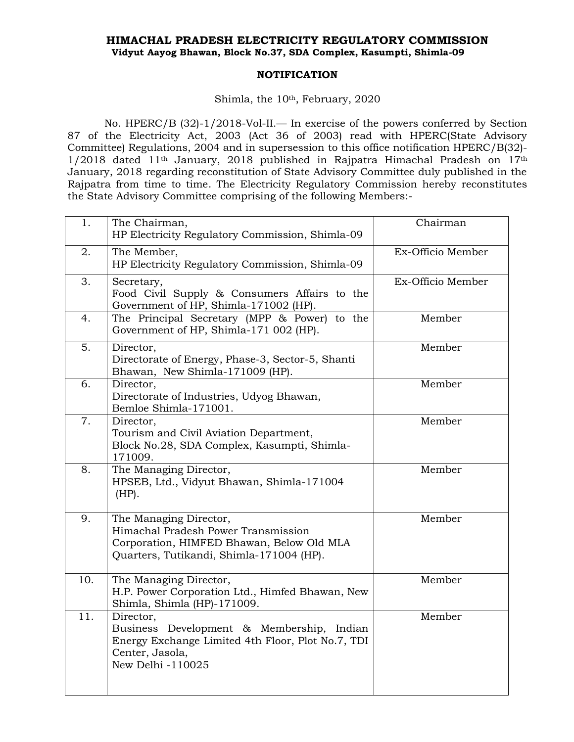# HIMACHAL PRADESH ELECTRICITY REGULATORY COMMISSION

**Vidyut Aayog Bhawan, Block No.37, SDA Complex, Kasumpti, Shimla-09**

## NOTIFICATION

Shimla, the 10th, February, 2020

No. HPERC/B (32)-1/2018-Vol-II.— In exercise of the powers conferred by Section 87 of the Electricity Act, 2003 (Act 36 of 2003) read with HPERC(State Advisory Committee) Regulations, 2004 and in supersession to this office notification HPERC/B(32)-1/2018 dated 11th January, 2018 published in Rajpatra Himachal Pradesh on 17th January, 2018 regarding reconstitution of State Advisory Committee duly published in the Rajpatra from time to time. The Electricity Regulatory Commission hereby reconstitutes the State Advisory Committee comprising of the following Members:-

| | | |
|---|---|---|
| 1. | The Chairman,<br>HP Electricity Regulatory Commission, Shimla-09 | Chairman |
| 2. | The Member,<br>HP Electricity Regulatory Commission, Shimla-09 | Ex-Officio Member |
| 3. | Secretary,<br>Food Civil Supply & Consumers Affairs to the Government of HP, Shimla-171002 (HP). | Ex-Officio Member |
| 4. | The Principal Secretary (MPP & Power) to the Government of HP, Shimla-171 002 (HP). | Member |
| 5. | Director,<br>Directorate of Energy, Phase-3, Sector-5, Shanti Bhawan, New Shimla-171009 (HP). | Member |
| 6. | Director,<br>Directorate of Industries, Udyog Bhawan, Bemloe Shimla-171001. | Member |
| 7. | Director,<br>Tourism and Civil Aviation Department,<br>Block No.28, SDA Complex, Kasumpti, Shimla-171009. | Member |
| 8. | The Managing Director,<br>HPSEB, Ltd., Vidyut Bhawan, Shimla-171004 (HP). | Member |
| 9. | The Managing Director,<br>Himachal Pradesh Power Transmission Corporation, HIMFED Bhawan, Below Old MLA Quarters, Tutikandi, Shimla-171004 (HP). | Member |
| 10. | The Managing Director,<br>H.P. Power Corporation Ltd., Himfed Bhawan, New Shimla, Shimla (HP)-171009. | Member |
| 11. | Director,<br>Business Development & Membership, Indian Energy Exchange Limited 4th Floor, Plot No.7, TDI Center, Jasola,<br>New Delhi -110025 | Member |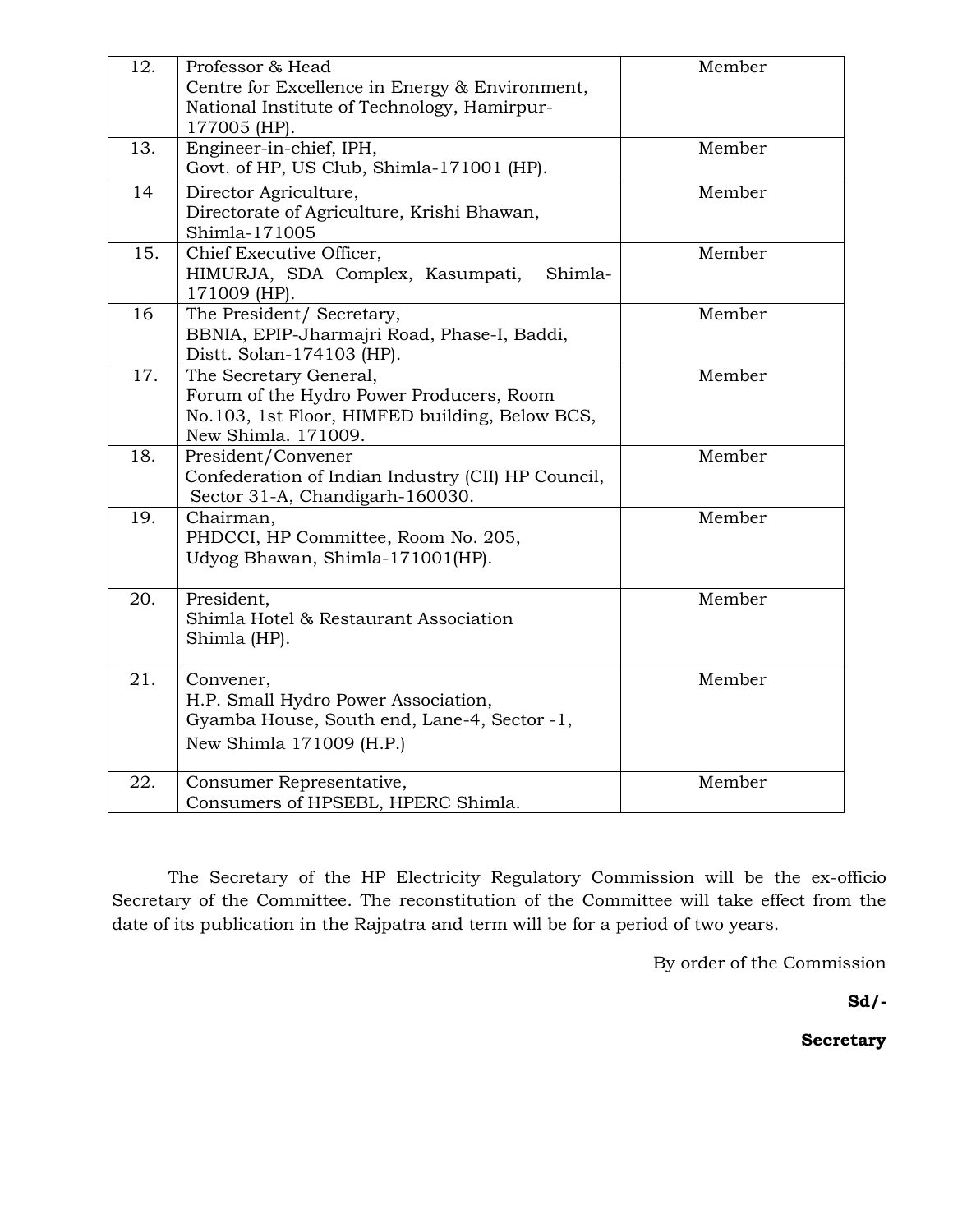| | | |
|---|---|---|
| 12. | Professor & Head<br>Centre for Excellence in Energy & Environment, National Institute of Technology, Hamirpur-177005 (HP). | Member |
| 13. | Engineer-in-chief, IPH,<br>Govt. of HP, US Club, Shimla-171001 (HP). | Member |
| 14 | Director Agriculture,<br>Directorate of Agriculture, Krishi Bhawan, Shimla-171005 | Member |
| 15. | Chief Executive Officer,<br>HIMURJA, SDA Complex, Kasumpati, Shimla-171009 (HP). | Member |
| 16 | The President/ Secretary,<br>BBNIA, EPIP-Jharmajri Road, Phase-I, Baddi, Distt. Solan-174103 (HP). | Member |
| 17. | The Secretary General,<br>Forum of the Hydro Power Producers, Room No.103, 1st Floor, HIMFED building, Below BCS, New Shimla. 171009. | Member |
| 18. | President/Convener<br>Confederation of Indian Industry (CII) HP Council, Sector 31-A, Chandigarh-160030. | Member |
| 19. | Chairman,<br>PHDCCI, HP Committee, Room No. 205, Udyog Bhawan, Shimla-171001(HP). | Member |
| 20. | President,<br>Shimla Hotel & Restaurant Association Shimla (HP). | Member |
| 21. | Convener,<br>H.P. Small Hydro Power Association, Gyamba House, South end, Lane-4, Sector -1, New Shimla 171009 (H.P.) | Member |
| 22. | Consumer Representative,<br>Consumers of HPSEBL, HPERC Shimla. | Member |

The Secretary of the HP Electricity Regulatory Commission will be the ex-officio Secretary of the Committee. The reconstitution of the Committee will take effect from the date of its publication in the Rajpatra and term will be for a period of two years.

By order of the Commission

**Sd/-**

**Secretary**